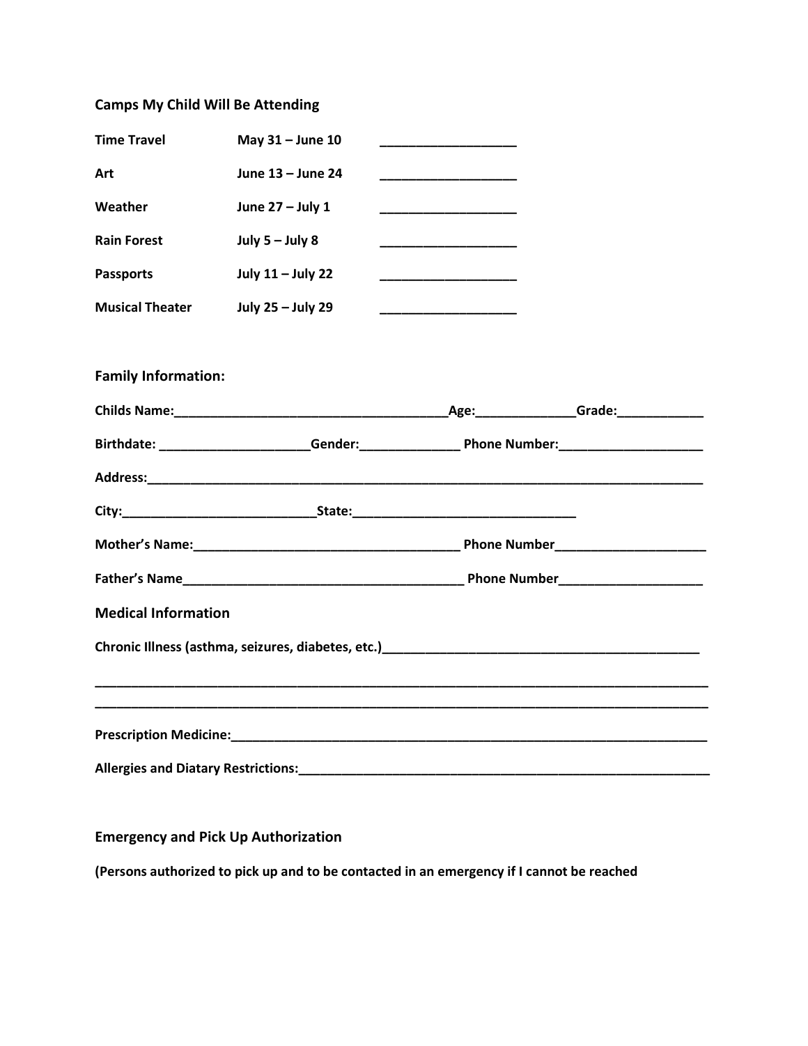**Camps My Child Will Be Attending**

| | | |
|---|---|---|
| **Time Travel** | **May 31 – June 10** | ___________________ |
| **Art** | **June 13 – June 24** | ___________________ |
| **Weather** | **June 27 – July 1** | ___________________ |
| **Rain Forest** | **July 5 – July 8** | ___________________ |
| **Passports** | **July 11 – July 22** | ___________________ |
| **Musical Theater** | **July 25 – July 29** | ___________________ |

**Family Information:**

**Childs Name:**_____________________________________**Age:**_____________**Grade:**___________

**Birthdate:** ____________________**Gender:**_____________ **Phone Number:**___________________

**Address:**_______________________________________________________________________________

**City:**__________________________**State:**______________________________

**Mother's Name:**____________________________________ **Phone Number**____________________

**Father's Name**_____________________________________ **Phone Number**___________________

**Medical Information**

**Chronic Illness (asthma, seizures, diabetes, etc.)**___________________________________________

_______________________________________________________________________________________

_______________________________________________________________________________________

**Prescription Medicine:**_______________________________________________________________

**Allergies and Diatary Restrictions:**_____________________________________________________

**Emergency and Pick Up Authorization**

**(Persons authorized to pick up and to be contacted in an emergency if I cannot be reached**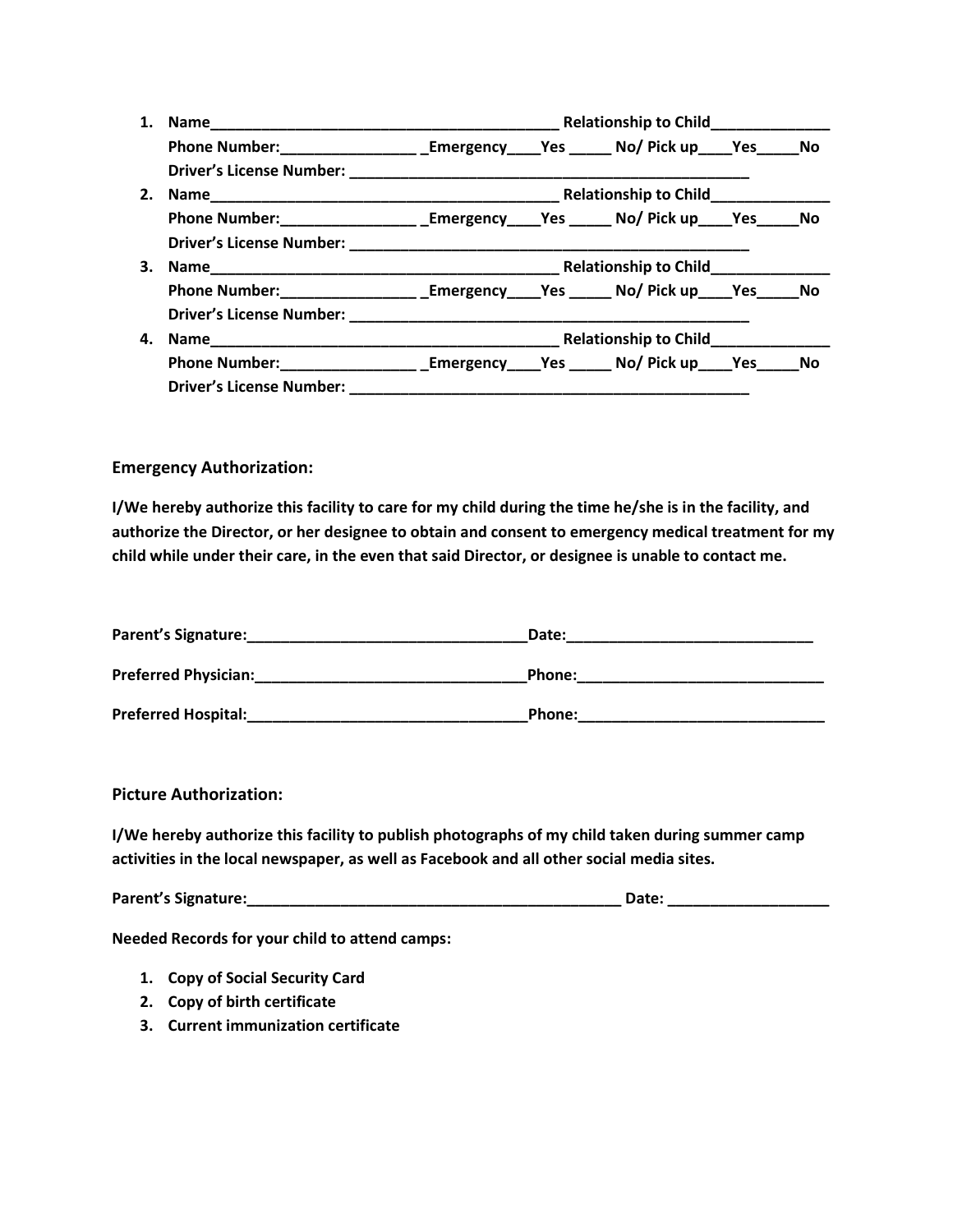1. **Name__________________________________________ Relationship to Child______________**
   **Phone Number:________________ _Emergency____Yes _____ No/ Pick up____Yes_____No**
   **Driver's License Number: ________________________________________________**
2. **Name__________________________________________ Relationship to Child______________**
   **Phone Number:________________ _Emergency____Yes _____ No/ Pick up____Yes_____No**
   **Driver's License Number: ________________________________________________**
3. **Name__________________________________________ Relationship to Child______________**
   **Phone Number:________________ _Emergency____Yes _____ No/ Pick up____Yes_____No**
   **Driver's License Number: ________________________________________________**
4. **Name__________________________________________ Relationship to Child______________**
   **Phone Number:________________ _Emergency____Yes _____ No/ Pick up____Yes_____No**
   **Driver's License Number: ________________________________________________**

### Emergency Authorization:

**I/We hereby authorize this facility to care for my child during the time he/she is in the facility, and authorize the Director, or her designee to obtain and consent to emergency medical treatment for my child while under their care, in the even that said Director, or designee is unable to contact me.**

**Parent's Signature:_________________________________Date:_____________________________**

**Preferred Physician:________________________________Phone:_____________________________**

**Preferred Hospital:_________________________________Phone:_____________________________**

### Picture Authorization:

**I/We hereby authorize this facility to publish photographs of my child taken during summer camp activities in the local newspaper, as well as Facebook and all other social media sites.**

**Parent's Signature:_____________________________________________ Date: ___________________**

**Needed Records for your child to attend camps:**

1. **Copy of Social Security Card**
2. **Copy of birth certificate**
3. **Current immunization certificate**